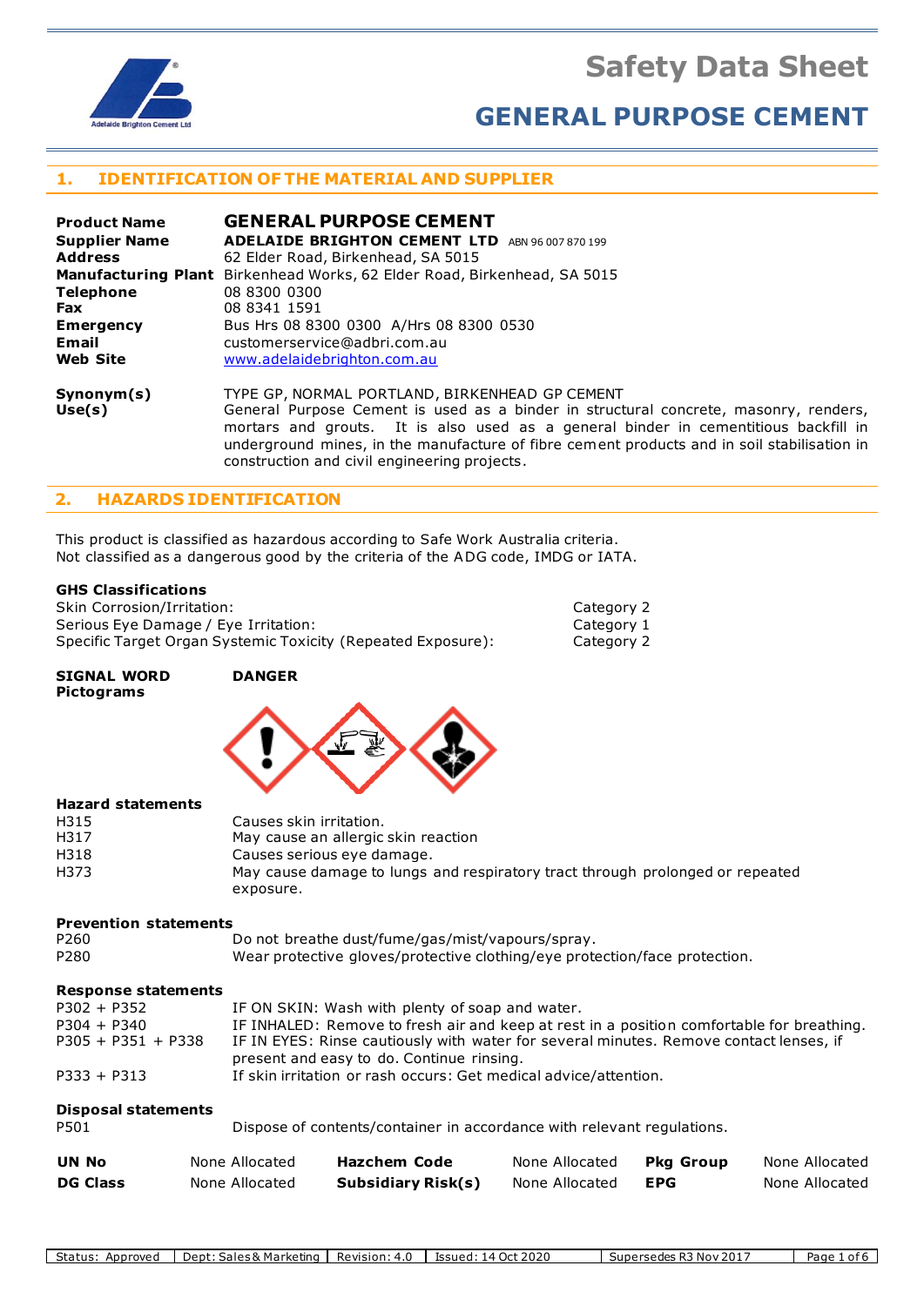# Safety Data Sheet

# GENERAL PURPOSE CEMENT

## 1. IDENTIFICATION OF THE MATERIAL AND SUPPLIER

| | |
|---|---|
| **Product Name** | **GENERAL PURPOSE CEMENT** |
| **Supplier Name** | **ADELAIDE BRIGHTON CEMENT LTD** ABN 96 007 870 199 |
| **Address** | 62 Elder Road, Birkenhead, SA 5015 |
| **Manufacturing Plant** | Birkenhead Works, 62 Elder Road, Birkenhead, SA 5015 |
| **Telephone** | 08 8300 0300 |
| **Fax** | 08 8341 1591 |
| **Emergency** | Bus Hrs 08 8300 0300 A/Hrs 08 8300 0530 |
| **Email** | customerservice@adbri.com.au |
| **Web Site** | www.adelaidebrighton.com.au |

**Synonym(s)** TYPE GP, NORMAL PORTLAND, BIRKENHEAD GP CEMENT

**Use(s)** General Purpose Cement is used as a binder in structural concrete, masonry, renders, mortars and grouts. It is also used as a general binder in cementitious backfill in underground mines, in the manufacture of fibre cement products and in soil stabilisation in construction and civil engineering projects.

## 2. HAZARDS IDENTIFICATION

This product is classified as hazardous according to Safe Work Australia criteria.
Not classified as a dangerous good by the criteria of the ADG code, IMDG or IATA.

### GHS Classifications

| | |
|---|---|
| Skin Corrosion/Irritation: | Category 2 |
| Serious Eye Damage / Eye Irritation: | Category 1 |
| Specific Target Organ Systemic Toxicity (Repeated Exposure): | Category 2 |

**SIGNAL WORD** **DANGER**

**Pictograms**

### Hazard statements

| | |
|---|---|
| H315 | Causes skin irritation. |
| H317 | May cause an allergic skin reaction |
| H318 | Causes serious eye damage. |
| H373 | May cause damage to lungs and respiratory tract through prolonged or repeated exposure. |

### Prevention statements

| | |
|---|---|
| P260 | Do not breathe dust/fume/gas/mist/vapours/spray. |
| P280 | Wear protective gloves/protective clothing/eye protection/face protection. |

### Response statements

| | |
|---|---|
| P302 + P352 | IF ON SKIN: Wash with plenty of soap and water. |
| P304 + P340 | IF INHALED: Remove to fresh air and keep at rest in a position comfortable for breathing. |
| P305 + P351 + P338 | IF IN EYES: Rinse cautiously with water for several minutes. Remove contact lenses, if present and easy to do. Continue rinsing. |
| P333 + P313 | If skin irritation or rash occurs: Get medical advice/attention. |

### Disposal statements

| | |
|---|---|
| P501 | Dispose of contents/container in accordance with relevant regulations. |

| | | | | | |
|---|---|---|---|---|---|
| **UN No** | None Allocated | **Hazchem Code** | None Allocated | **Pkg Group** | None Allocated |
| **DG Class** | None Allocated | **Subsidiary Risk(s)** | None Allocated | **EPG** | None Allocated |

Status: Approved | Dept: Sales & Marketing | Revision: 4.0 | Issued: 14 Oct 2020 | Supersedes R3 Nov 2017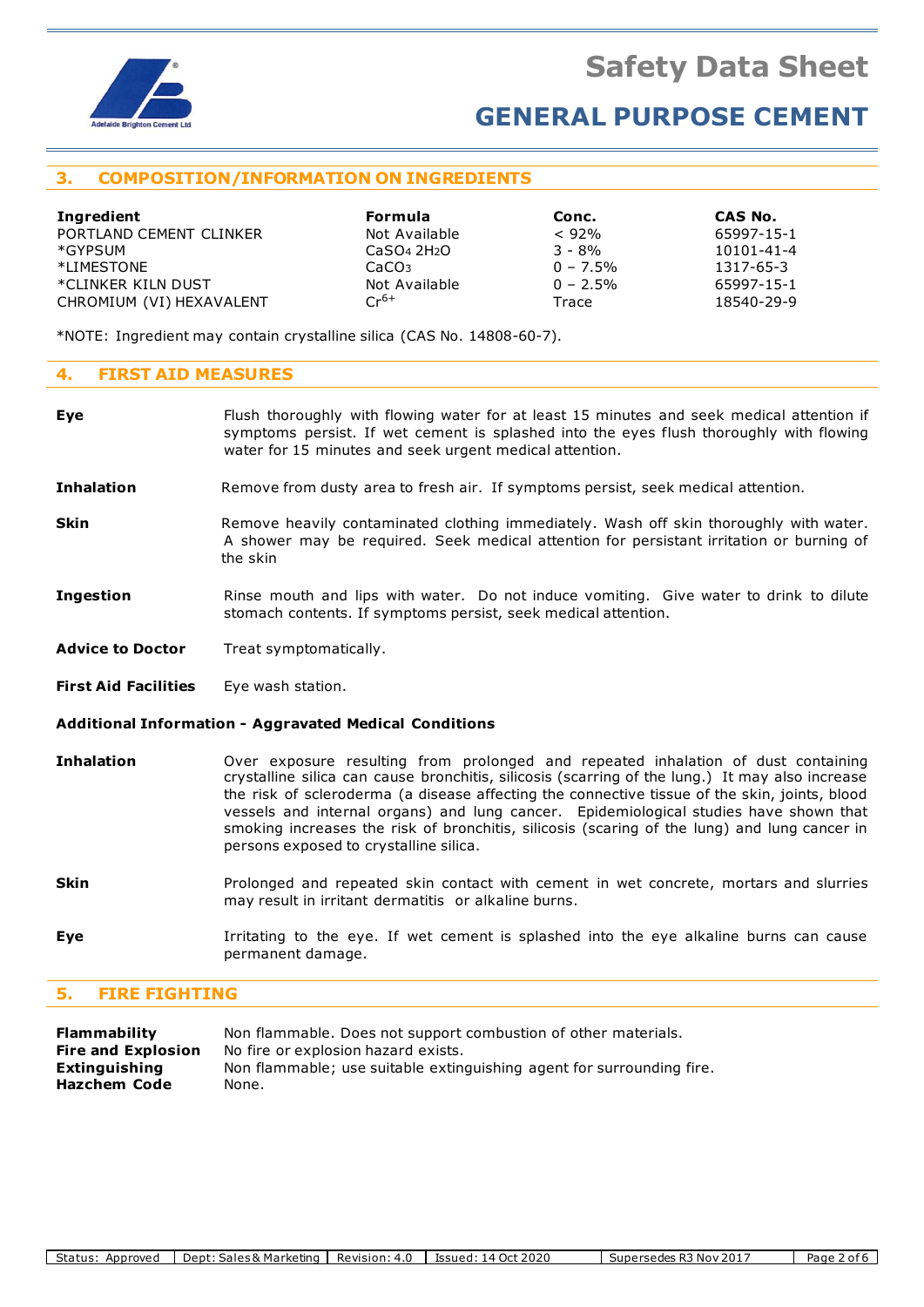## 3. COMPOSITION/INFORMATION ON INGREDIENTS

| Ingredient | Formula | Conc. | CAS No. |
|---|---|---|---|
| PORTLAND CEMENT CLINKER | Not Available | < 92% | 65997-15-1 |
| *GYPSUM | $CaSO_4\ 2H_2O$ | 3 - 8% | 10101-41-4 |
| *LIMESTONE | $CaCO_3$ | 0 – 7.5% | 1317-65-3 |
| *CLINKER KILN DUST | Not Available | 0 – 2.5% | 65997-15-1 |
| CHROMIUM (VI) HEXAVALENT | $Cr^{6+}$ | Trace | 18540-29-9 |

*NOTE: Ingredient may contain crystalline silica (CAS No. 14808-60-7).

## 4. FIRST AID MEASURES

**Eye** Flush thoroughly with flowing water for at least 15 minutes and seek medical attention if symptoms persist. If wet cement is splashed into the eyes flush thoroughly with flowing water for 15 minutes and seek urgent medical attention.

**Inhalation** Remove from dusty area to fresh air. If symptoms persist, seek medical attention.

**Skin** Remove heavily contaminated clothing immediately. Wash off skin thoroughly with water. A shower may be required. Seek medical attention for persistant irritation or burning of the skin

**Ingestion** Rinse mouth and lips with water. Do not induce vomiting. Give water to drink to dilute stomach contents. If symptoms persist, seek medical attention.

**Advice to Doctor** Treat symptomatically.

**First Aid Facilities** Eye wash station.

### Additional Information - Aggravated Medical Conditions

**Inhalation** Over exposure resulting from prolonged and repeated inhalation of dust containing crystalline silica can cause bronchitis, silicosis (scarring of the lung.) It may also increase the risk of scleroderma (a disease affecting the connective tissue of the skin, joints, blood vessels and internal organs) and lung cancer. Epidemiological studies have shown that smoking increases the risk of bronchitis, silicosis (scaring of the lung) and lung cancer in persons exposed to crystalline silica.

**Skin** Prolonged and repeated skin contact with cement in wet concrete, mortars and slurries may result in irritant dermatitis or alkaline burns.

**Eye** Irritating to the eye. If wet cement is splashed into the eye alkaline burns can cause permanent damage.

## 5. FIRE FIGHTING

**Flammability** Non flammable. Does not support combustion of other materials.
**Fire and Explosion** No fire or explosion hazard exists.
**Extinguishing** Non flammable; use suitable extinguishing agent for surrounding fire.
**Hazchem Code** None.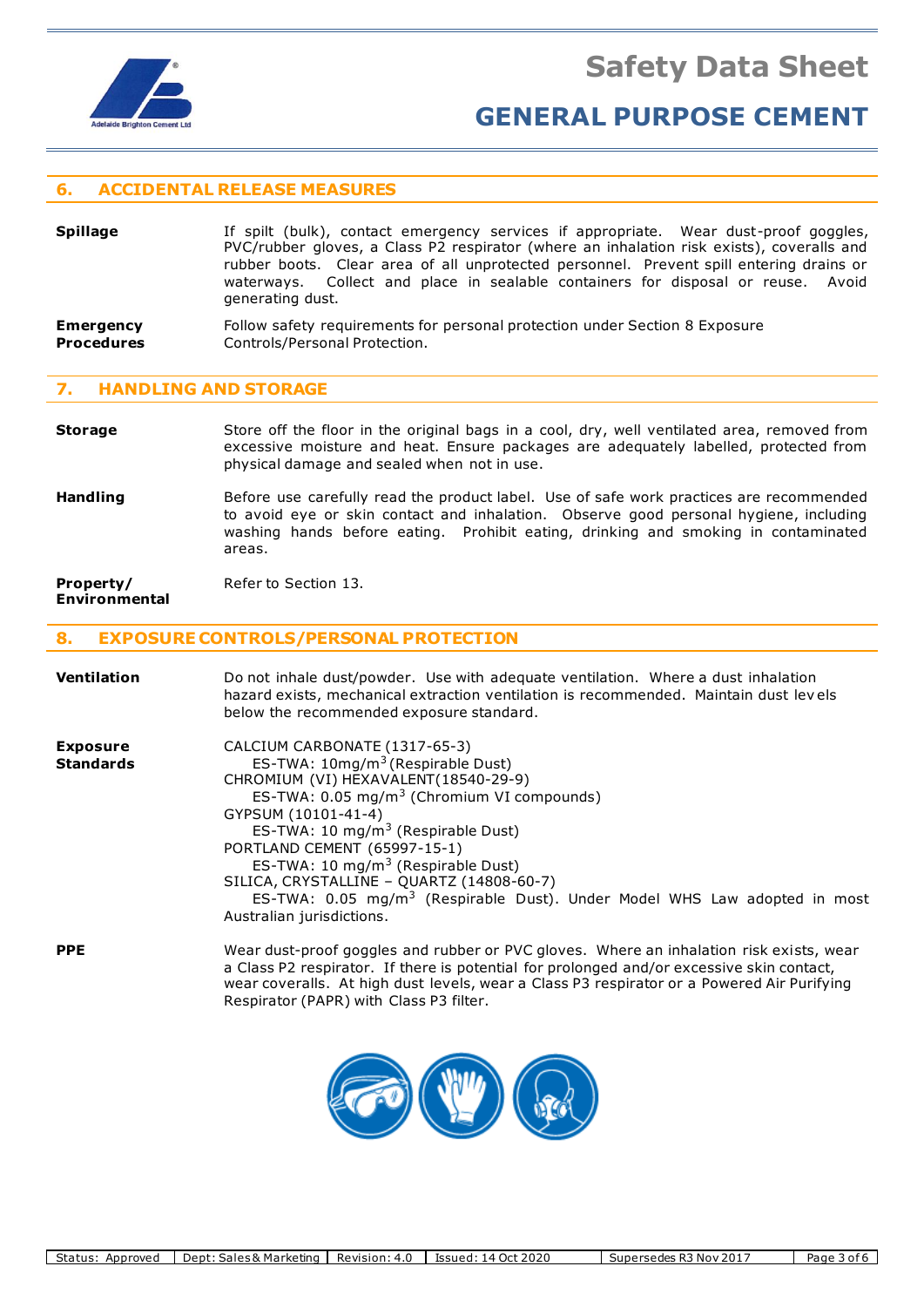## 6. ACCIDENTAL RELEASE MEASURES

**Spillage**

If spilt (bulk), contact emergency services if appropriate. Wear dust-proof goggles, PVC/rubber gloves, a Class P2 respirator (where an inhalation risk exists), coveralls and rubber boots. Clear area of all unprotected personnel. Prevent spill entering drains or waterways. Collect and place in sealable containers for disposal or reuse. Avoid generating dust.

**Emergency Procedures**

Follow safety requirements for personal protection under Section 8 Exposure Controls/Personal Protection.

## 7. HANDLING AND STORAGE

**Storage**

Store off the floor in the original bags in a cool, dry, well ventilated area, removed from excessive moisture and heat. Ensure packages are adequately labelled, protected from physical damage and sealed when not in use.

**Handling**

Before use carefully read the product label. Use of safe work practices are recommended to avoid eye or skin contact and inhalation. Observe good personal hygiene, including washing hands before eating. Prohibit eating, drinking and smoking in contaminated areas.

**Property/ Environmental**

Refer to Section 13.

## 8. EXPOSURE CONTROLS/PERSONAL PROTECTION

**Ventilation**

Do not inhale dust/powder. Use with adequate ventilation. Where a dust inhalation hazard exists, mechanical extraction ventilation is recommended. Maintain dust levels below the recommended exposure standard.

**Exposure Standards**

CALCIUM CARBONATE (1317-65-3)
ES-TWA: 10mg/$m^3$ (Respirable Dust)
CHROMIUM (VI) HEXAVALENT(18540-29-9)
ES-TWA: 0.05 mg/$m^3$ (Chromium VI compounds)
GYPSUM (10101-41-4)
ES-TWA: 10 mg/$m^3$ (Respirable Dust)
PORTLAND CEMENT (65997-15-1)
ES-TWA: 10 mg/$m^3$ (Respirable Dust)
SILICA, CRYSTALLINE – QUARTZ (14808-60-7)
ES-TWA: 0.05 mg/$m^3$ (Respirable Dust). Under Model WHS Law adopted in most Australian jurisdictions.

**PPE**

Wear dust-proof goggles and rubber or PVC gloves. Where an inhalation risk exists, wear a Class P2 respirator. If there is potential for prolonged and/or excessive skin contact, wear coveralls. At high dust levels, wear a Class P3 respirator or a Powered Air Purifying Respirator (PAPR) with Class P3 filter.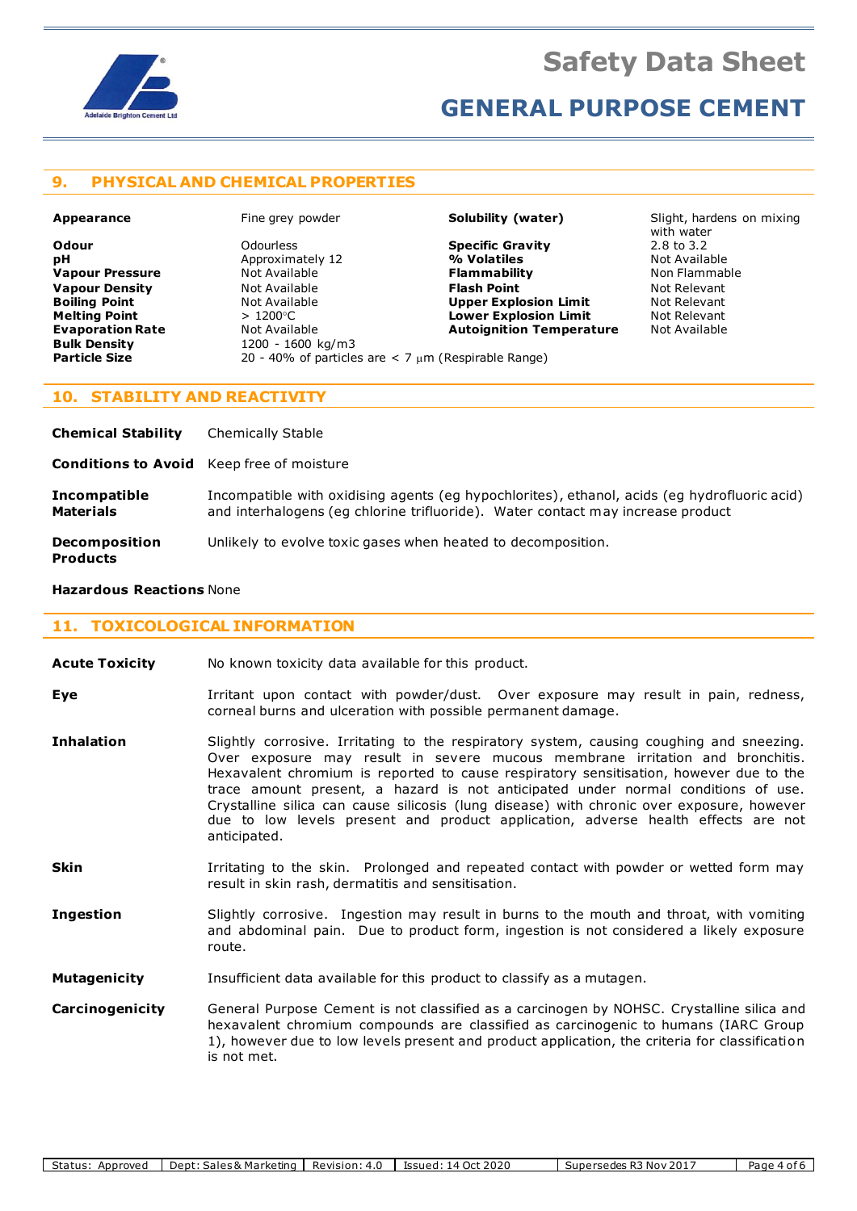## 9. PHYSICAL AND CHEMICAL PROPERTIES

| Property | Value | Property | Value |
|---|---|---|---|
| **Appearance** | Fine grey powder | **Solubility (water)** | Slight, hardens on mixing with water |
| **Odour** | Odourless | **Specific Gravity** | 2.8 to 3.2 |
| **pH** | Approximately 12 | **% Volatiles** | Not Available |
| **Vapour Pressure** | Not Available | **Flammability** | Non Flammable |
| **Vapour Density** | Not Available | **Flash Point** | Not Relevant |
| **Boiling Point** | Not Available | **Upper Explosion Limit** | Not Relevant |
| **Melting Point** | > 1200°C | **Lower Explosion Limit** | Not Relevant |
| **Evaporation Rate** | Not Available | **Autoignition Temperature** | Not Available |
| **Bulk Density** | 1200 - 1600 kg/m3 | | |
| **Particle Size** | 20 - 40% of particles are < 7 µm (Respirable Range) | | |

## 10. STABILITY AND REACTIVITY

**Chemical Stability** Chemically Stable

**Conditions to Avoid** Keep free of moisture

**Incompatible Materials** Incompatible with oxidising agents (eg hypochlorites), ethanol, acids (eg hydrofluoric acid) and interhalogens (eg chlorine trifluoride). Water contact may increase product

**Decomposition Products** Unlikely to evolve toxic gases when heated to decomposition.

**Hazardous Reactions** None

## 11. TOXICOLOGICAL INFORMATION

**Acute Toxicity** No known toxicity data available for this product.

**Eye** Irritant upon contact with powder/dust. Over exposure may result in pain, redness, corneal burns and ulceration with possible permanent damage.

**Inhalation** Slightly corrosive. Irritating to the respiratory system, causing coughing and sneezing. Over exposure may result in severe mucous membrane irritation and bronchitis. Hexavalent chromium is reported to cause respiratory sensitisation, however due to the trace amount present, a hazard is not anticipated under normal conditions of use. Crystalline silica can cause silicosis (lung disease) with chronic over exposure, however due to low levels present and product application, adverse health effects are not anticipated.

**Skin** Irritating to the skin. Prolonged and repeated contact with powder or wetted form may result in skin rash, dermatitis and sensitisation.

**Ingestion** Slightly corrosive. Ingestion may result in burns to the mouth and throat, with vomiting and abdominal pain. Due to product form, ingestion is not considered a likely exposure route.

**Mutagenicity** Insufficient data available for this product to classify as a mutagen.

**Carcinogenicity** General Purpose Cement is not classified as a carcinogen by NOHSC. Crystalline silica and hexavalent chromium compounds are classified as carcinogenic to humans (IARC Group 1), however due to low levels present and product application, the criteria for classification is not met.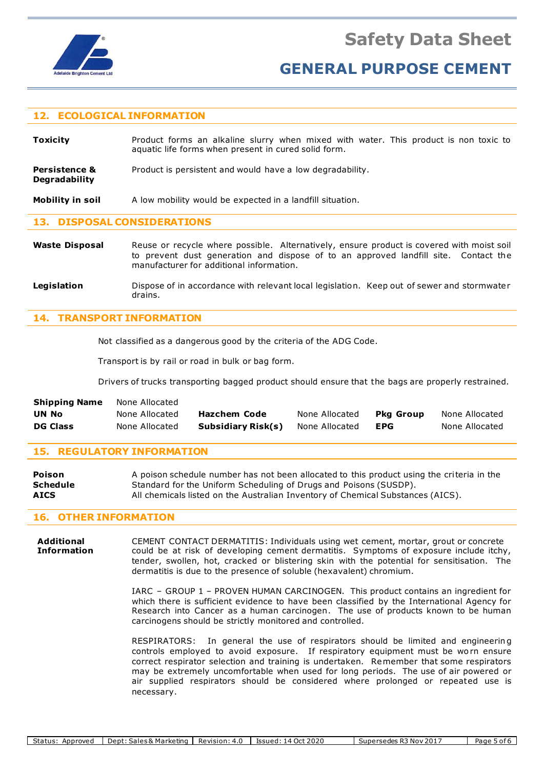## 12. ECOLOGICAL INFORMATION

**Toxicity** — Product forms an alkaline slurry when mixed with water. This product is non toxic to aquatic life forms when present in cured solid form.

**Persistence & Degradability** — Product is persistent and would have a low degradability.

**Mobility in soil** — A low mobility would be expected in a landfill situation.

## 13. DISPOSAL CONSIDERATIONS

**Waste Disposal** — Reuse or recycle where possible. Alternatively, ensure product is covered with moist soil to prevent dust generation and dispose of to an approved landfill site. Contact the manufacturer for additional information.

**Legislation** — Dispose of in accordance with relevant local legislation. Keep out of sewer and stormwater drains.

## 14. TRANSPORT INFORMATION

Not classified as a dangerous good by the criteria of the ADG Code.

Transport is by rail or road in bulk or bag form.

Drivers of trucks transporting bagged product should ensure that the bags are properly restrained.

| | | | | | |
|---|---|---|---|---|---|
| **Shipping Name** | None Allocated | | | | |
| **UN No** | None Allocated | **Hazchem Code** | None Allocated | **Pkg Group** | None Allocated |
| **DG Class** | None Allocated | **Subsidiary Risk(s)** | None Allocated | **EPG** | None Allocated |

## 15. REGULATORY INFORMATION

**Poison Schedule** — A poison schedule number has not been allocated to this product using the criteria in the Standard for the Uniform Scheduling of Drugs and Poisons (SUSDP).

**AICS** — All chemicals listed on the Australian Inventory of Chemical Substances (AICS).

## 16. OTHER INFORMATION

**Additional Information**

CEMENT CONTACT DERMATITIS: Individuals using wet cement, mortar, grout or concrete could be at risk of developing cement dermatitis. Symptoms of exposure include itchy, tender, swollen, hot, cracked or blistering skin with the potential for sensitisation. The dermatitis is due to the presence of soluble (hexavalent) chromium.

IARC – GROUP 1 – PROVEN HUMAN CARCINOGEN. This product contains an ingredient for which there is sufficient evidence to have been classified by the International Agency for Research into Cancer as a human carcinogen. The use of products known to be human carcinogens should be strictly monitored and controlled.

RESPIRATORS: In general the use of respirators should be limited and engineering controls employed to avoid exposure. If respiratory equipment must be worn ensure correct respirator selection and training is undertaken. Remember that some respirators may be extremely uncomfortable when used for long periods. The use of air powered or air supplied respirators should be considered where prolonged or repeated use is necessary.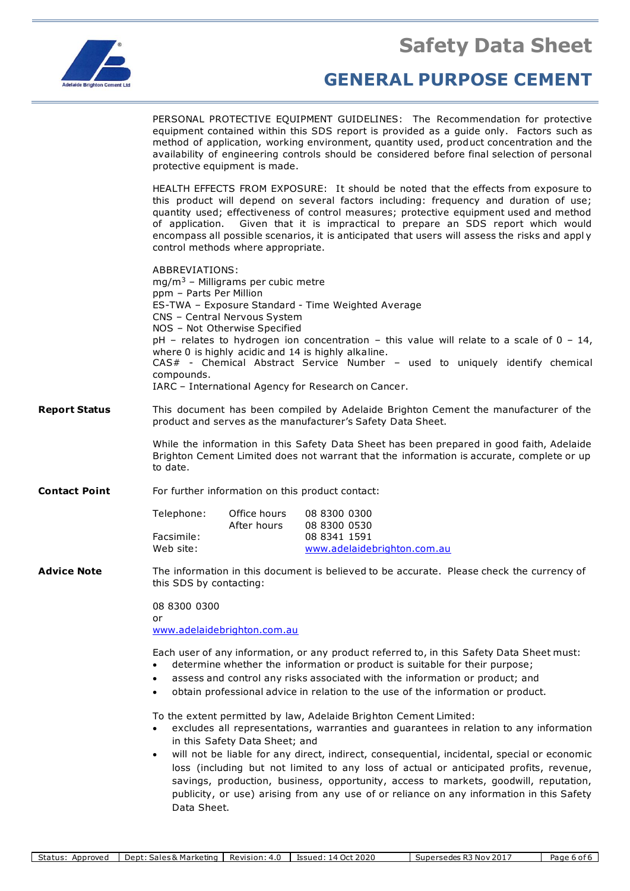PERSONAL PROTECTIVE EQUIPMENT GUIDELINES: The Recommendation for protective equipment contained within this SDS report is provided as a guide only. Factors such as method of application, working environment, quantity used, product concentration and the availability of engineering controls should be considered before final selection of personal protective equipment is made.

HEALTH EFFECTS FROM EXPOSURE: It should be noted that the effects from exposure to this product will depend on several factors including: frequency and duration of use; quantity used; effectiveness of control measures; protective equipment used and method of application. Given that it is impractical to prepare an SDS report which would encompass all possible scenarios, it is anticipated that users will assess the risks and apply control methods where appropriate.

ABBREVIATIONS:
$mg/m^3$ – Milligrams per cubic metre
ppm – Parts Per Million
ES-TWA – Exposure Standard - Time Weighted Average
CNS – Central Nervous System
NOS – Not Otherwise Specified
pH – relates to hydrogen ion concentration – this value will relate to a scale of 0 – 14, where 0 is highly acidic and 14 is highly alkaline.
CAS# - Chemical Abstract Service Number – used to uniquely identify chemical compounds.
IARC – International Agency for Research on Cancer.

**Report Status**

This document has been compiled by Adelaide Brighton Cement the manufacturer of the product and serves as the manufacturer's Safety Data Sheet.

While the information in this Safety Data Sheet has been prepared in good faith, Adelaide Brighton Cement Limited does not warrant that the information is accurate, complete or up to date.

**Contact Point**

For further information on this product contact:

| | | |
|---|---|---|
| Telephone: | Office hours | 08 8300 0300 |
| | After hours | 08 8300 0530 |
| Facsimile: | | 08 8341 1591 |
| Web site: | | www.adelaidebrighton.com.au |

**Advice Note**

The information in this document is believed to be accurate. Please check the currency of this SDS by contacting:

08 8300 0300
or
www.adelaidebrighton.com.au

Each user of any information, or any product referred to, in this Safety Data Sheet must:

- determine whether the information or product is suitable for their purpose;
- assess and control any risks associated with the information or product; and
- obtain professional advice in relation to the use of the information or product.

To the extent permitted by law, Adelaide Brighton Cement Limited:

- excludes all representations, warranties and guarantees in relation to any information in this Safety Data Sheet; and
- will not be liable for any direct, indirect, consequential, incidental, special or economic loss (including but not limited to any loss of actual or anticipated profits, revenue, savings, production, business, opportunity, access to markets, goodwill, reputation, publicity, or use) arising from any use of or reliance on any information in this Safety Data Sheet.